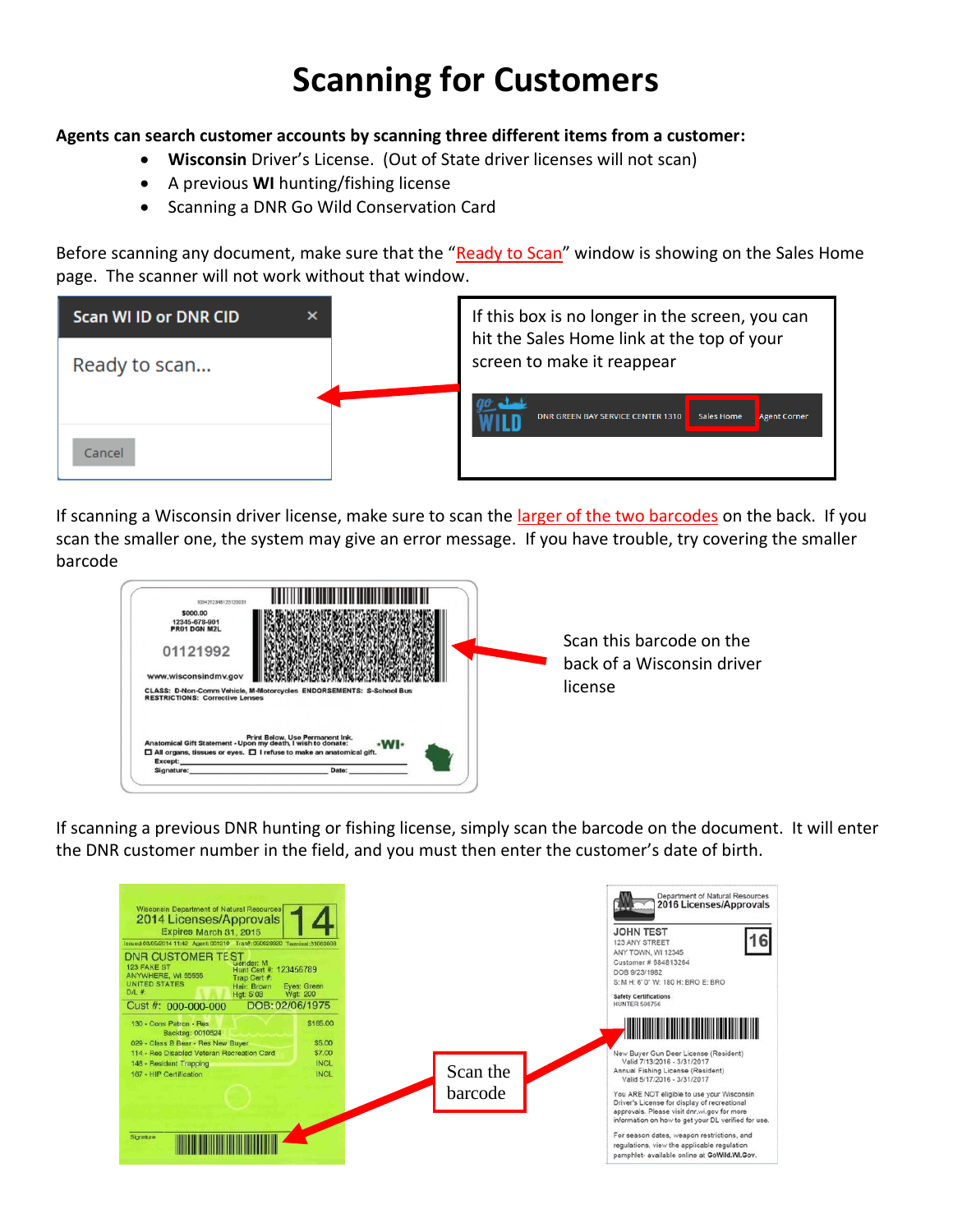# Scanning for Customers

**Agents can search customer accounts by scanning three different items from a customer:**

- **Wisconsin** Driver's License. (Out of State driver licenses will not scan)
- A previous **WI** hunting/fishing license
- Scanning a DNR Go Wild Conservation Card

Before scanning any document, make sure that the "Ready to Scan" window is showing on the Sales Home page. The scanner will not work without that window.

Scan WI ID or DNR CID

Ready to scan...

Cancel

If this box is no longer in the screen, you can hit the Sales Home link at the top of your screen to make it reappear

If scanning a Wisconsin driver license, make sure to scan the larger of the two barcodes on the back. If you scan the smaller one, the system may give an error message. If you have trouble, try covering the smaller barcode

Scan this barcode on the back of a Wisconsin driver license

If scanning a previous DNR hunting or fishing license, simply scan the barcode on the document. It will enter the DNR customer number in the field, and you must then enter the customer's date of birth.

Scan the barcode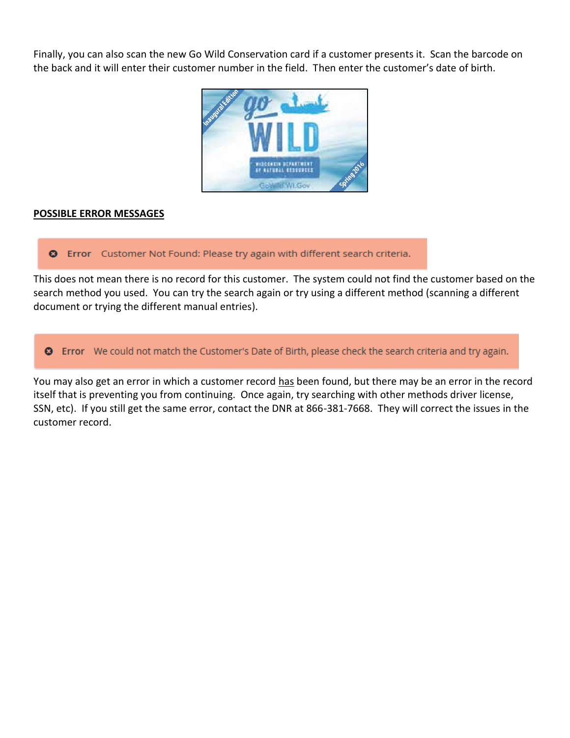Finally, you can also scan the new Go Wild Conservation card if a customer presents it. Scan the barcode on the back and it will enter their customer number in the field. Then enter the customer's date of birth.

**POSSIBLE ERROR MESSAGES**

**Error** Customer Not Found: Please try again with different search criteria.

This does not mean there is no record for this customer. The system could not find the customer based on the search method you used. You can try the search again or try using a different method (scanning a different document or trying the different manual entries).

**Error** We could not match the Customer's Date of Birth, please check the search criteria and try again.

You may also get an error in which a customer record has been found, but there may be an error in the record itself that is preventing you from continuing. Once again, try searching with other methods driver license, SSN, etc). If you still get the same error, contact the DNR at 866-381-7668. They will correct the issues in the customer record.